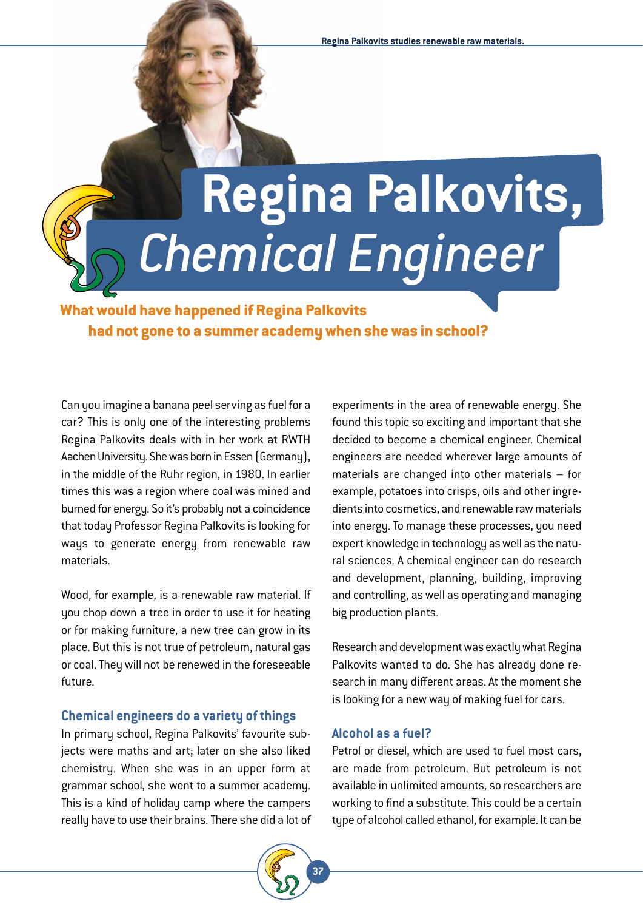Regina Palkovits studies renewable raw materials.

# Regina Palkovits, *Chemical Engineer*

**What would have happened if Regina Palkovits had not gone to a summer academy when she was in school?**

Can you imagine a banana peel serving as fuel for a car? This is only one of the interesting problems Regina Palkovits deals with in her work at RWTH Aachen University. She was born in Essen (Germany), in the middle of the Ruhr region, in 1980. In earlier times this was a region where coal was mined and burned for energy. So it's probably not a coincidence that today Professor Regina Palkovits is looking for ways to generate energy from renewable raw materials.

Wood, for example, is a renewable raw material. If you chop down a tree in order to use it for heating or for making furniture, a new tree can grow in its place. But this is not true of petroleum, natural gas or coal. They will not be renewed in the foreseeable future.

### Chemical engineers do a variety of things

In primary school, Regina Palkovits' favourite subjects were maths and art; later on she also liked chemistry. When she was in an upper form at grammar school, she went to a summer academy. This is a kind of holiday camp where the campers really have to use their brains. There she did a lot of experiments in the area of renewable energy. She found this topic so exciting and important that she decided to become a chemical engineer. Chemical engineers are needed wherever large amounts of materials are changed into other materials – for example, potatoes into crisps, oils and other ingredients into cosmetics, and renewable raw materials into energy. To manage these processes, you need expert knowledge in technology as well as the natural sciences. A chemical engineer can do research and development, planning, building, improving and controlling, as well as operating and managing big production plants.

Research and development was exactly what Regina Palkovits wanted to do. She has already done research in many different areas. At the moment she is looking for a new way of making fuel for cars.

### Alcohol as a fuel?

Petrol or diesel, which are used to fuel most cars, are made from petroleum. But petroleum is not available in unlimited amounts, so researchers are working to find a substitute. This could be a certain type of alcohol called ethanol, for example. It can be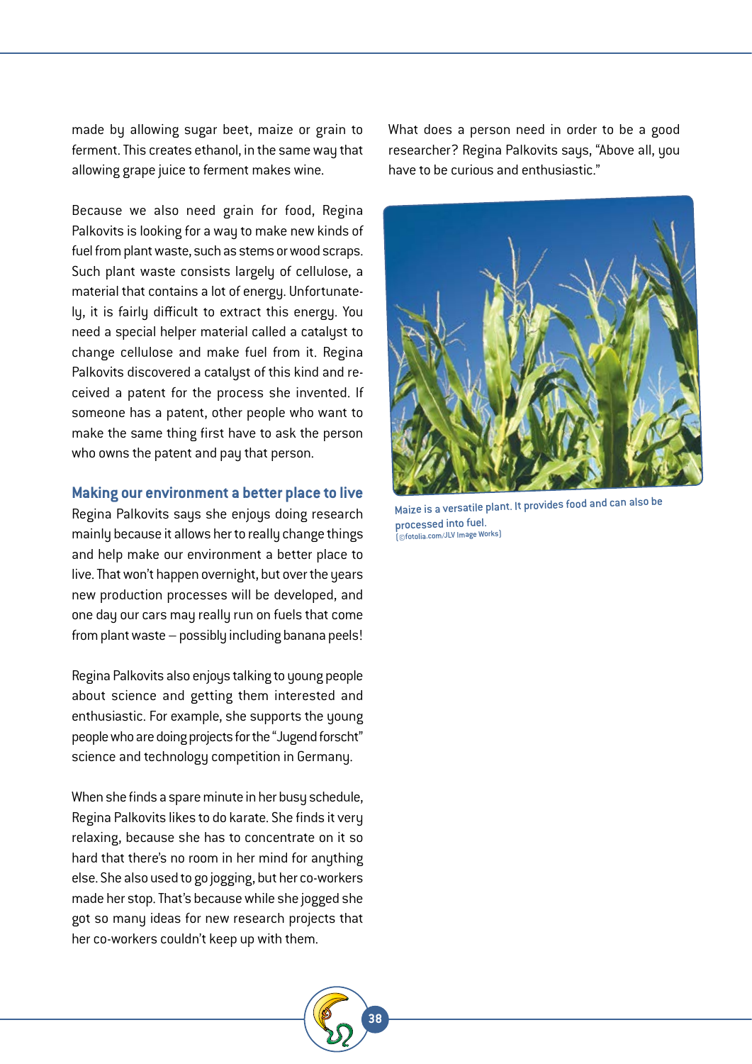made by allowing sugar beet, maize or grain to ferment. This creates ethanol, in the same way that allowing grape juice to ferment makes wine.

Because we also need grain for food, Regina Palkovits is looking for a way to make new kinds of fuel from plant waste, such as stems or wood scraps. Such plant waste consists largely of cellulose, a material that contains a lot of energy. Unfortunately, it is fairly difficult to extract this energy. You need a special helper material called a catalyst to change cellulose and make fuel from it. Regina Palkovits discovered a catalyst of this kind and received a patent for the process she invented. If someone has a patent, other people who want to make the same thing first have to ask the person who owns the patent and pay that person.

## Making our environment a better place to live

Regina Palkovits says she enjoys doing research mainly because it allows her to really change things and help make our environment a better place to live. That won't happen overnight, but over the years new production processes will be developed, and one day our cars may really run on fuels that come from plant waste – possibly including banana peels!

Regina Palkovits also enjoys talking to young people about science and getting them interested and enthusiastic. For example, she supports the young people who are doing projects for the "Jugend forscht" science and technology competition in Germany.

When she finds a spare minute in her busy schedule, Regina Palkovits likes to do karate. She finds it very relaxing, because she has to concentrate on it so hard that there's no room in her mind for anything else. She also used to go jogging, but her co-workers made her stop. That's because while she jogged she got so many ideas for new research projects that her co-workers couldn't keep up with them.

What does a person need in order to be a good researcher? Regina Palkovits says, "Above all, you have to be curious and enthusiastic."

Maize is a versatile plant. It provides food and can also be processed into fuel.
(©fotolia.com/JLV Image Works)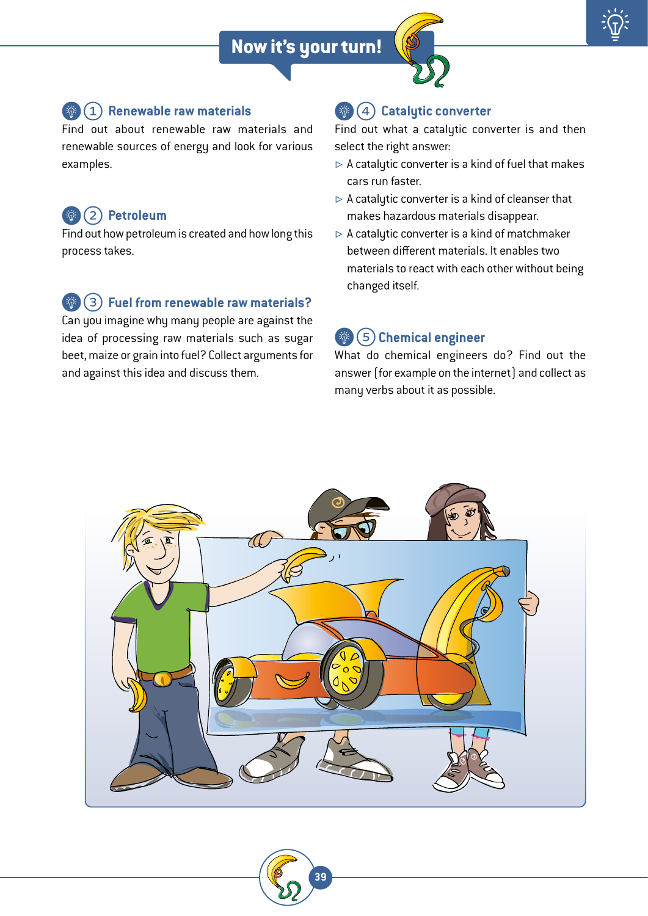# Now it's your turn!

## 1 Renewable raw materials

Find out about renewable raw materials and renewable sources of energy and look for various examples.

## 2 Petroleum

Find out how petroleum is created and how long this process takes.

## 3 Fuel from renewable raw materials?

Can you imagine why many people are against the idea of processing raw materials such as sugar beet, maize or grain into fuel? Collect arguments for and against this idea and discuss them.

## 4 Catalytic converter

Find out what a catalytic converter is and then select the right answer:

- A catalytic converter is a kind of fuel that makes cars run faster.
- A catalytic converter is a kind of cleanser that makes hazardous materials disappear.
- A catalytic converter is a kind of matchmaker between different materials. It enables two materials to react with each other without being changed itself.

## 5 Chemical engineer

What do chemical engineers do? Find out the answer (for example on the internet) and collect as many verbs about it as possible.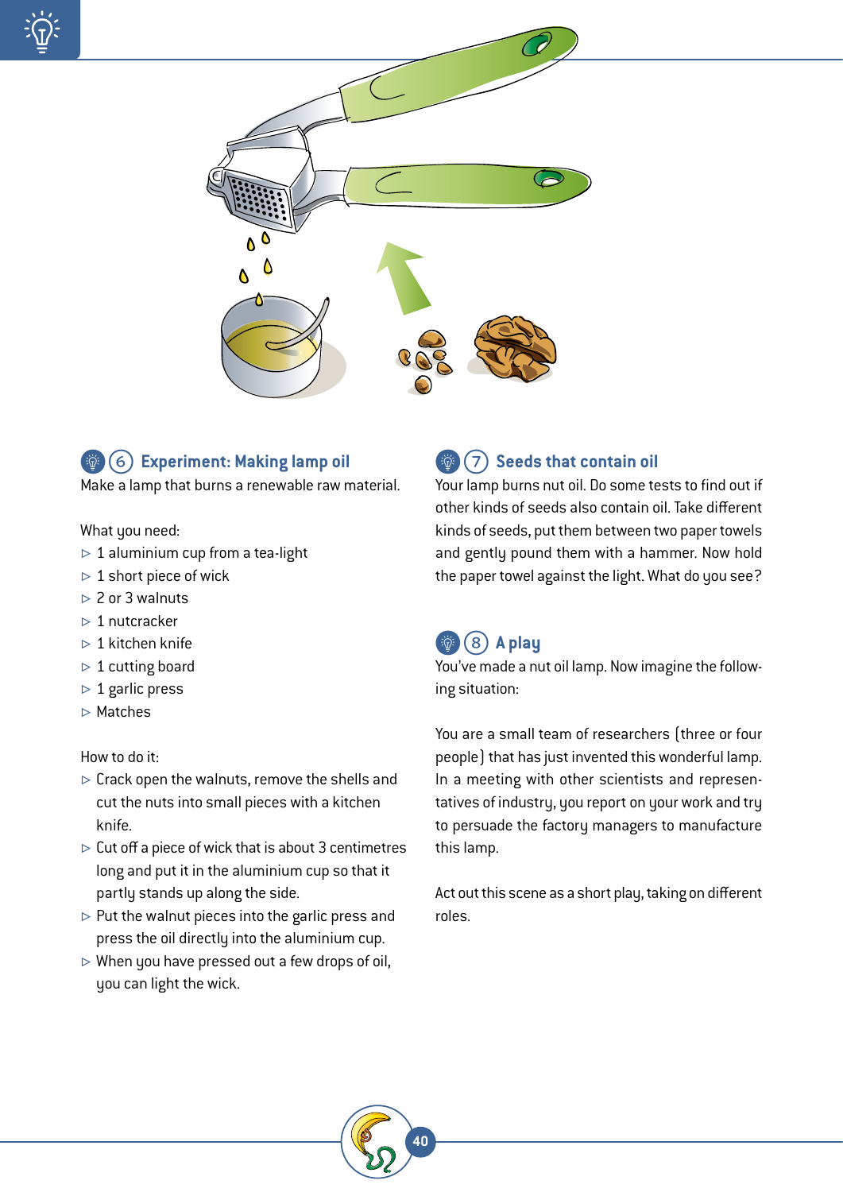## 6 Experiment: Making lamp oil

Make a lamp that burns a renewable raw material.

What you need:

- 1 aluminium cup from a tea-light
- 1 short piece of wick
- 2 or 3 walnuts
- 1 nutcracker
- 1 kitchen knife
- 1 cutting board
- 1 garlic press
- Matches

How to do it:

- Crack open the walnuts, remove the shells and cut the nuts into small pieces with a kitchen knife.
- Cut off a piece of wick that is about 3 centimetres long and put it in the aluminium cup so that it partly stands up along the side.
- Put the walnut pieces into the garlic press and press the oil directly into the aluminium cup.
- When you have pressed out a few drops of oil, you can light the wick.

## 7 Seeds that contain oil

Your lamp burns nut oil. Do some tests to find out if other kinds of seeds also contain oil. Take different kinds of seeds, put them between two paper towels and gently pound them with a hammer. Now hold the paper towel against the light. What do you see?

## 8 A play

You've made a nut oil lamp. Now imagine the following situation:

You are a small team of researchers (three or four people) that has just invented this wonderful lamp. In a meeting with other scientists and representatives of industry, you report on your work and try to persuade the factory managers to manufacture this lamp.

Act out this scene as a short play, taking on different roles.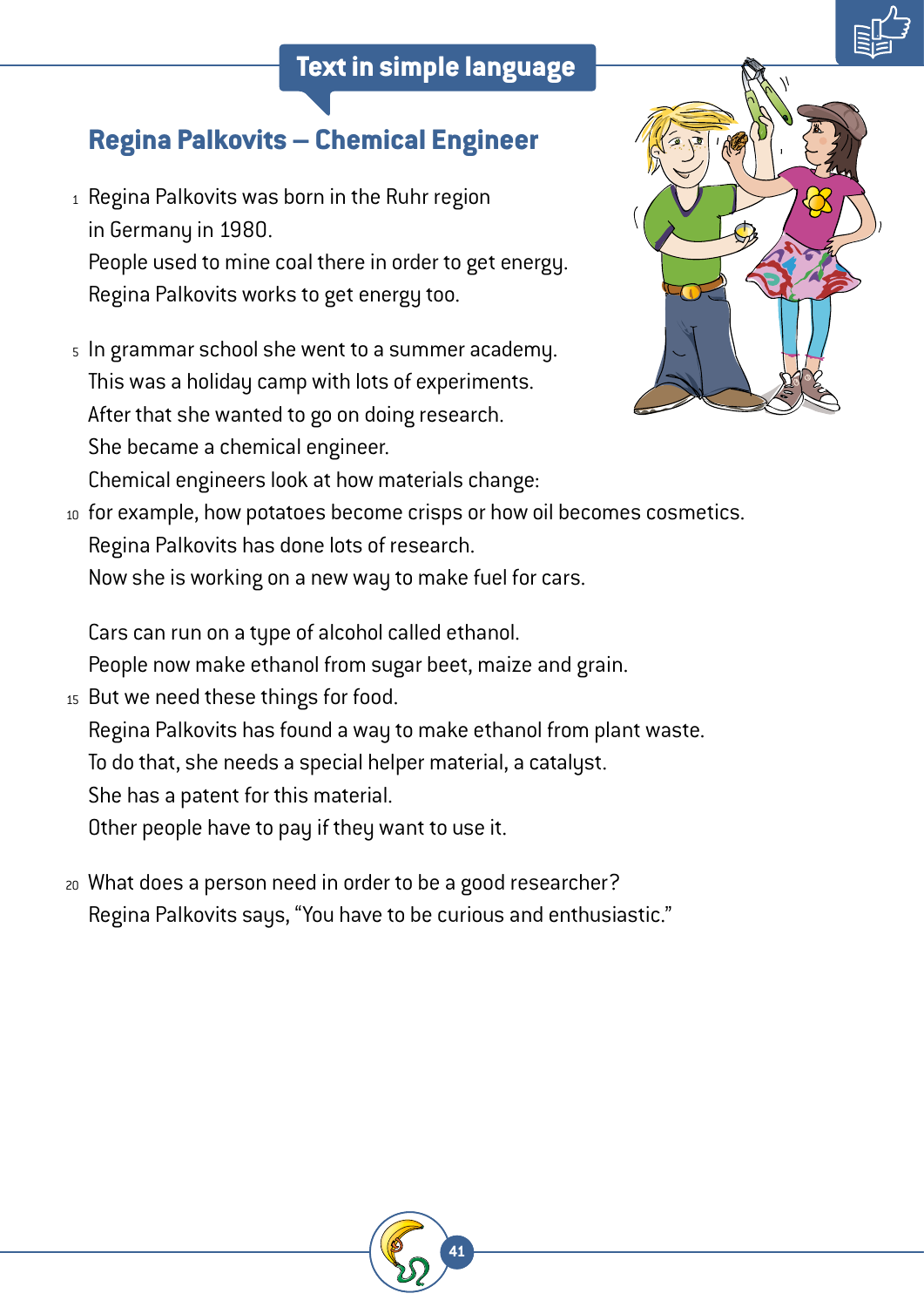**Text in simple language**

## Regina Palkovits – Chemical Engineer

1 Regina Palkovits was born in the Ruhr region
in Germany in 1980.
People used to mine coal there in order to get energy.
Regina Palkovits works to get energy too.

5 In grammar school she went to a summer academy.
This was a holiday camp with lots of experiments.
After that she wanted to go on doing research.
She became a chemical engineer.
Chemical engineers look at how materials change:
10 for example, how potatoes become crisps or how oil becomes cosmetics.
Regina Palkovits has done lots of research.
Now she is working on a new way to make fuel for cars.

Cars can run on a type of alcohol called ethanol.
People now make ethanol from sugar beet, maize and grain.
15 But we need these things for food.
Regina Palkovits has found a way to make ethanol from plant waste.
To do that, she needs a special helper material, a catalyst.
She has a patent for this material.
Other people have to pay if they want to use it.

20 What does a person need in order to be a good researcher?
Regina Palkovits says, "You have to be curious and enthusiastic."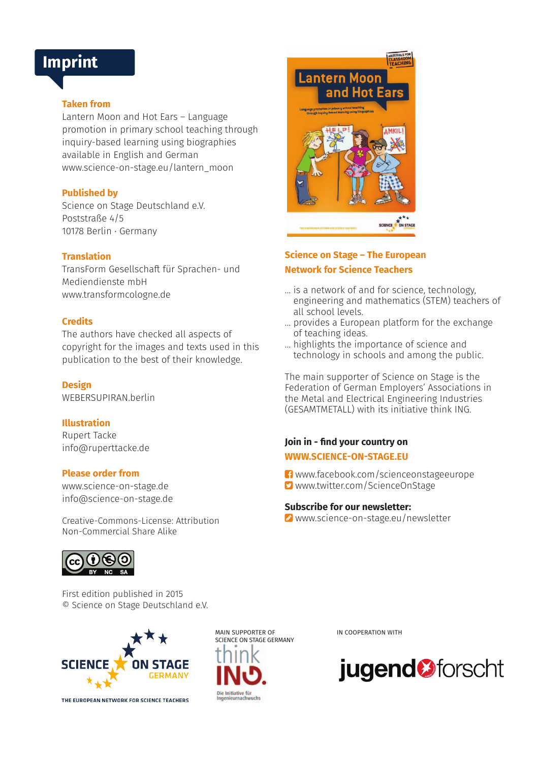# Imprint

**Taken from**
Lantern Moon and Hot Ears – Language promotion in primary school teaching through inquiry-based learning using biographies available in English and German
www.science-on-stage.eu/lantern_moon

**Published by**
Science on Stage Deutschland e.V.
Poststraße 4/5
10178 Berlin · Germany

**Translation**
TransForm Gesellschaft für Sprachen- und Mediendienste mbH
www.transformcologne.de

**Credits**
The authors have checked all aspects of copyright for the images and texts used in this publication to the best of their knowledge.

**Design**
WEBERSUPIRAN.berlin

**Illustration**
Rupert Tacke
info@ruperttacke.de

**Please order from**
www.science-on-stage.de
info@science-on-stage.de

Creative-Commons-License: Attribution Non-Commercial Share Alike

First edition published in 2015
© Science on Stage Deutschland e.V.

## Science on Stage – The European Network for Science Teachers

... is a network of and for science, technology, engineering and mathematics (STEM) teachers of all school levels.
... provides a European platform for the exchange of teaching ideas.
... highlights the importance of science and technology in schools and among the public.

The main supporter of Science on Stage is the Federation of German Employers' Associations in the Metal and Electrical Engineering Industries (GESAMTMETALL) with its initiative think ING.

**Join in - find your country on**
**WWW.SCIENCE-ON-STAGE.EU**

www.facebook.com/scienceonstageeurope
www.twitter.com/ScienceOnStage

**Subscribe for our newsletter:**
www.science-on-stage.eu/newsletter

SCIENCE ON STAGE GERMANY
THE EUROPEAN NETWORK FOR SCIENCE TEACHERS

MAIN SUPPORTER OF SCIENCE ON STAGE GERMANY
think ING. Die Initiative für Ingenieurnachwuchs

IN COOPERATION WITH
jugend forscht